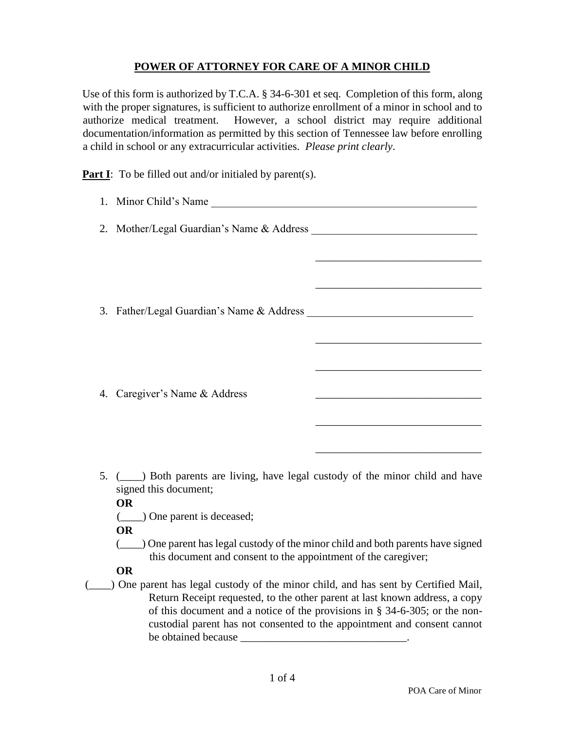# **POWER OF ATTORNEY FOR CARE OF A MINOR CHILD**

Use of this form is authorized by T.C.A. § 34-6-301 et seq. Completion of this form, along with the proper signatures, is sufficient to authorize enrollment of a minor in school and to authorize medical treatment. However, a school district may require additional documentation/information as permitted by this section of Tennessee law before enrolling a child in school or any extracurricular activities. *Please print clearly*.

**Part I**: To be filled out and/or initialed by parent(s).

1. Minor Child's Name ______________________________________________

2. Mother/Legal Guardian's Name & Address ____________________________

   ____________________________

   ____________________________

3. Father/Legal Guardian's Name & Address ____________________________

   ____________________________

   ____________________________

4. Caregiver's Name & Address ____________________________

   ____________________________

   ____________________________

5. (____) Both parents are living, have legal custody of the minor child and have signed this document;

   **OR**

   (____) One parent is deceased;

   **OR**

   (____) One parent has legal custody of the minor child and both parents have signed this document and consent to the appointment of the caregiver;

   **OR**

   (____) One parent has legal custody of the minor child, and has sent by Certified Mail, Return Receipt requested, to the other parent at last known address, a copy of this document and a notice of the provisions in § 34-6-305; or the non-custodial parent has not consented to the appointment and consent cannot be obtained because ____________________________.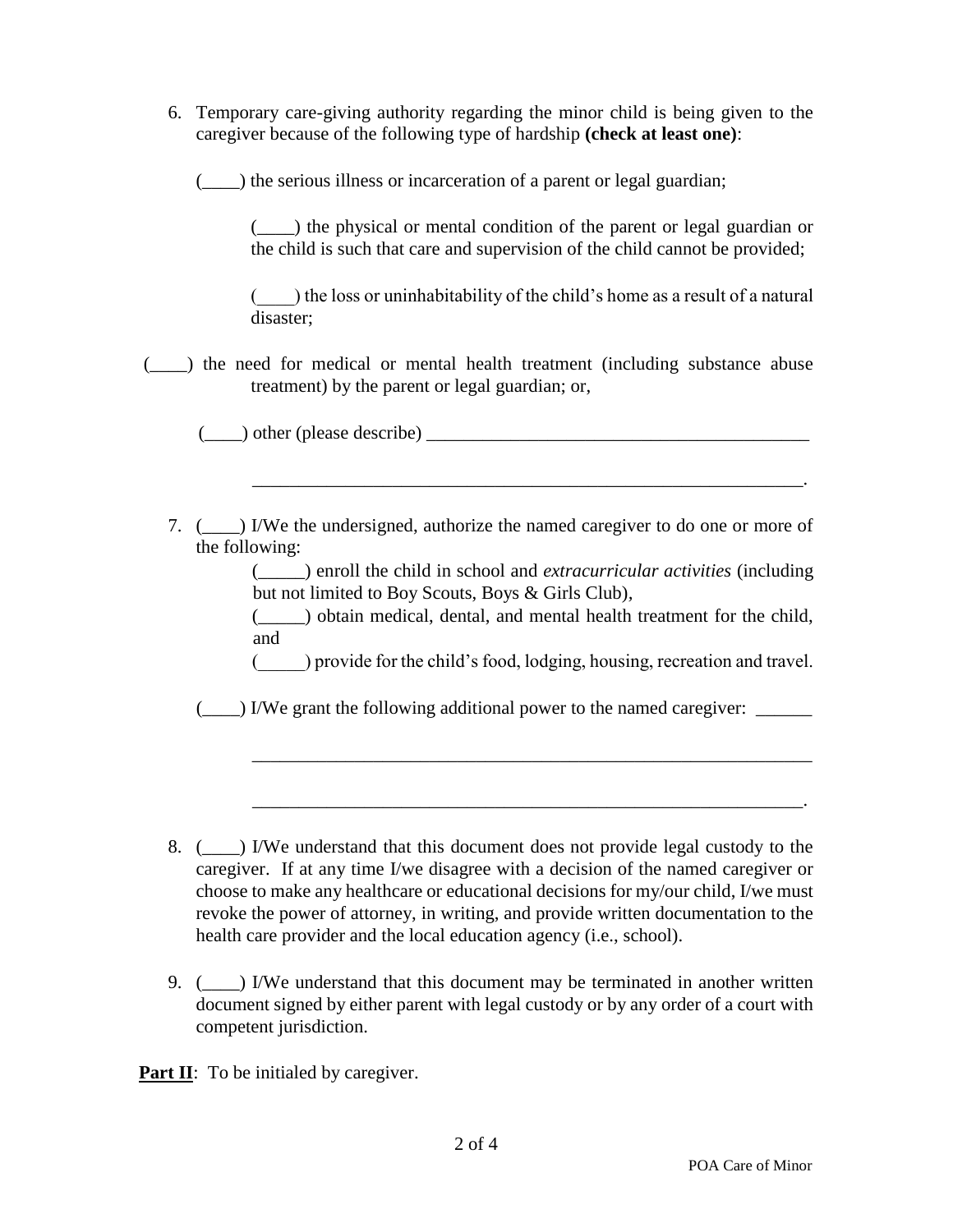6. Temporary care-giving authority regarding the minor child is being given to the caregiver because of the following type of hardship **(check at least one)**:

   (____) the serious illness or incarceration of a parent or legal guardian;

   (____) the physical or mental condition of the parent or legal guardian or the child is such that care and supervision of the child cannot be provided;

   (____) the loss or uninhabitability of the child's home as a result of a natural disaster;

   (____) the need for medical or mental health treatment (including substance abuse treatment) by the parent or legal guardian; or,

   (____) other (please describe) ___________________________________________

   ______________________________________________________________.

7. (____) I/We the undersigned, authorize the named caregiver to do one or more of the following:

   (_____) enroll the child in school and *extracurricular activities* (including but not limited to Boy Scouts, Boys & Girls Club),

   (_____) obtain medical, dental, and mental health treatment for the child, and

   (_____) provide for the child's food, lodging, housing, recreation and travel.

   (____) I/We grant the following additional power to the named caregiver: ______

   _______________________________________________________________

   ______________________________________________________________.

8. (____) I/We understand that this document does not provide legal custody to the caregiver. If at any time I/we disagree with a decision of the named caregiver or choose to make any healthcare or educational decisions for my/our child, I/we must revoke the power of attorney, in writing, and provide written documentation to the health care provider and the local education agency (i.e., school).

9. (____) I/We understand that this document may be terminated in another written document signed by either parent with legal custody or by any order of a court with competent jurisdiction.

**Part II**: To be initialed by caregiver.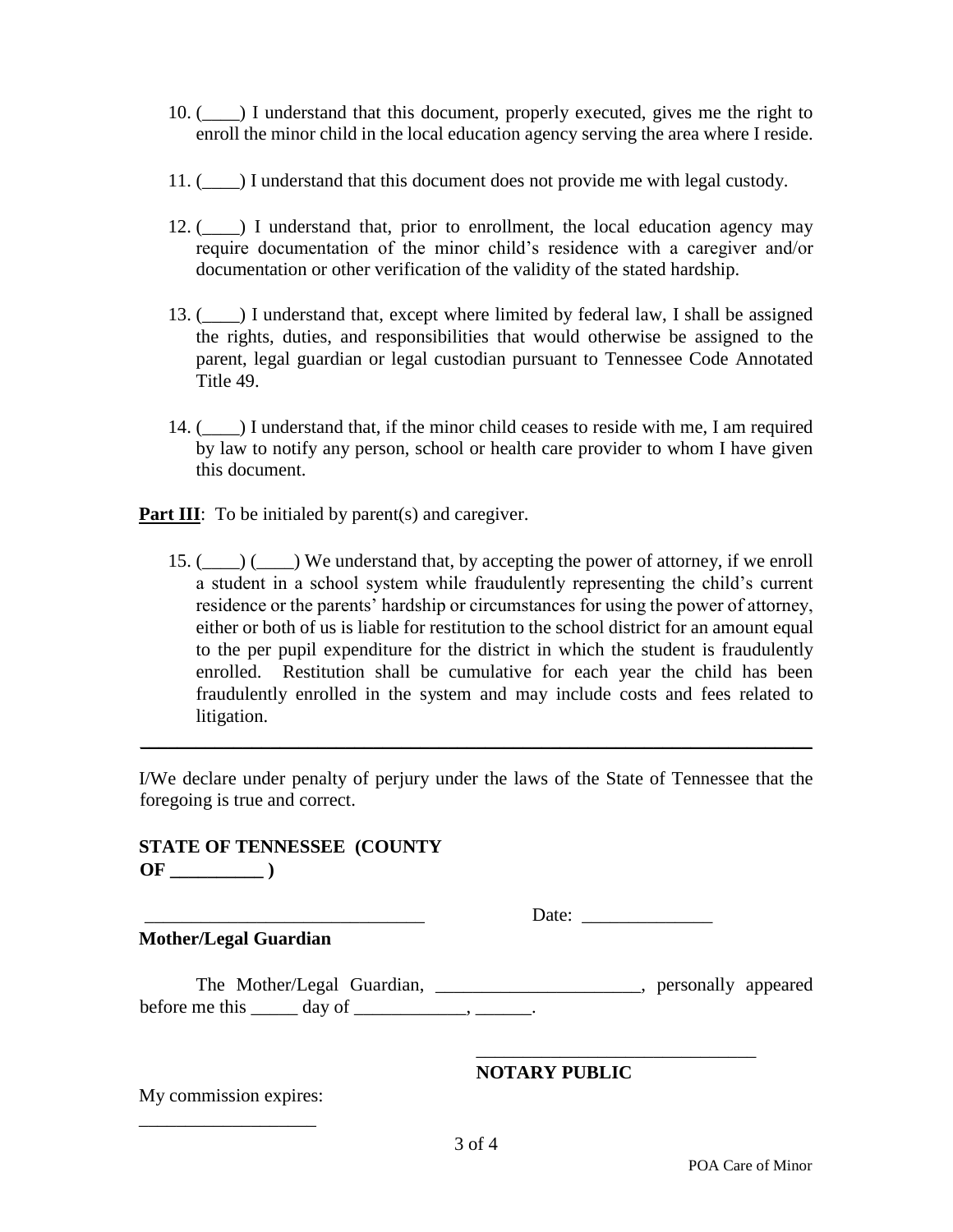10. (____) I understand that this document, properly executed, gives me the right to enroll the minor child in the local education agency serving the area where I reside.

11. (____) I understand that this document does not provide me with legal custody.

12. (____) I understand that, prior to enrollment, the local education agency may require documentation of the minor child's residence with a caregiver and/or documentation or other verification of the validity of the stated hardship.

13. (____) I understand that, except where limited by federal law, I shall be assigned the rights, duties, and responsibilities that would otherwise be assigned to the parent, legal guardian or legal custodian pursuant to Tennessee Code Annotated Title 49.

14. (____) I understand that, if the minor child ceases to reside with me, I am required by law to notify any person, school or health care provider to whom I have given this document.

**Part III**: To be initialed by parent(s) and caregiver.

15. (____) (____) We understand that, by accepting the power of attorney, if we enroll a student in a school system while fraudulently representing the child's current residence or the parents' hardship or circumstances for using the power of attorney, either or both of us is liable for restitution to the school district for an amount equal to the per pupil expenditure for the district in which the student is fraudulently enrolled. Restitution shall be cumulative for each year the child has been fraudulently enrolled in the system and may include costs and fees related to litigation.

---

I/We declare under penalty of perjury under the laws of the State of Tennessee that the foregoing is true and correct.

**STATE OF TENNESSEE (COUNTY OF __________ )**

______________________________ Date: ______________

**Mother/Legal Guardian**

The Mother/Legal Guardian, ______________________, personally appeared before me this _____ day of ____________, ______.

______________________________

**NOTARY PUBLIC**

My commission expires:

___________________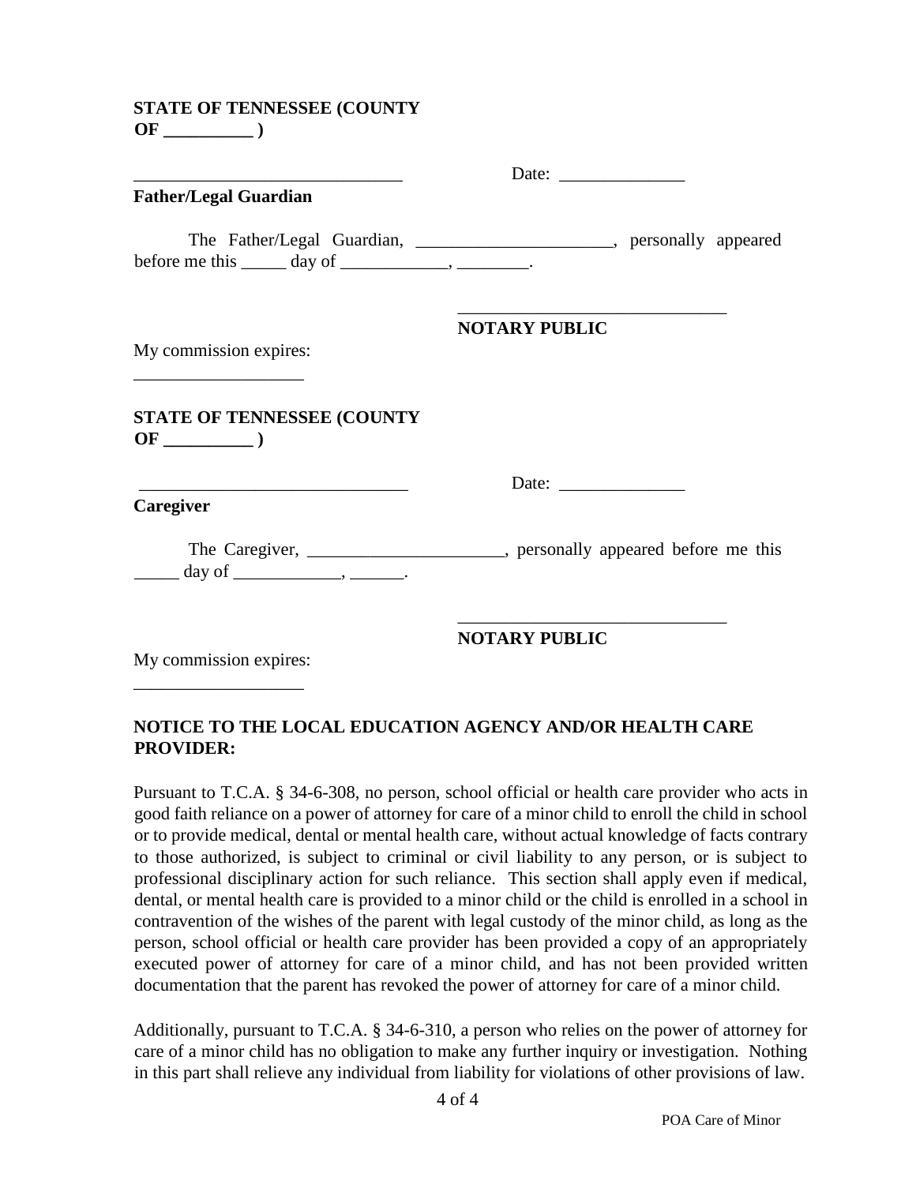**STATE OF TENNESSEE (COUNTY OF __________ )**

______________________________ Date: ______________

**Father/Legal Guardian**

The Father/Legal Guardian, ______________________, personally appeared before me this _____ day of ____________, ________.

______________________________

**NOTARY PUBLIC**

My commission expires:

___________________

**STATE OF TENNESSEE (COUNTY OF __________ )**

______________________________ Date: ______________

**Caregiver**

The Caregiver, ______________________, personally appeared before me this _____ day of ____________, ______.

______________________________

**NOTARY PUBLIC**

My commission expires:

___________________

**NOTICE TO THE LOCAL EDUCATION AGENCY AND/OR HEALTH CARE PROVIDER:**

Pursuant to T.C.A. § 34-6-308, no person, school official or health care provider who acts in good faith reliance on a power of attorney for care of a minor child to enroll the child in school or to provide medical, dental or mental health care, without actual knowledge of facts contrary to those authorized, is subject to criminal or civil liability to any person, or is subject to professional disciplinary action for such reliance. This section shall apply even if medical, dental, or mental health care is provided to a minor child or the child is enrolled in a school in contravention of the wishes of the parent with legal custody of the minor child, as long as the person, school official or health care provider has been provided a copy of an appropriately executed power of attorney for care of a minor child, and has not been provided written documentation that the parent has revoked the power of attorney for care of a minor child.

Additionally, pursuant to T.C.A. § 34-6-310, a person who relies on the power of attorney for care of a minor child has no obligation to make any further inquiry or investigation. Nothing in this part shall relieve any individual from liability for violations of other provisions of law.